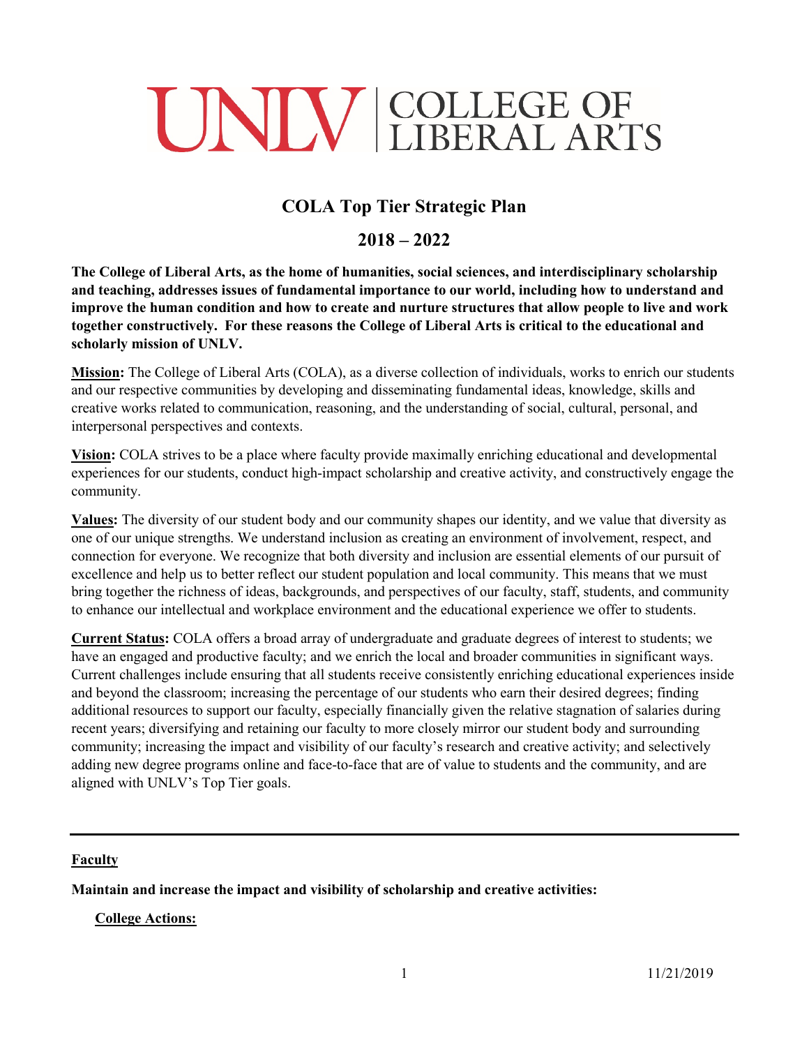# UNLV | COLLEGE OF LIBERAL ARTS

## COLA Top Tier Strategic Plan

## 2018 – 2022

**The College of Liberal Arts, as the home of humanities, social sciences, and interdisciplinary scholarship and teaching, addresses issues of fundamental importance to our world, including how to understand and improve the human condition and how to create and nurture structures that allow people to live and work together constructively. For these reasons the College of Liberal Arts is critical to the educational and scholarly mission of UNLV.**

**Mission:** The College of Liberal Arts (COLA), as a diverse collection of individuals, works to enrich our students and our respective communities by developing and disseminating fundamental ideas, knowledge, skills and creative works related to communication, reasoning, and the understanding of social, cultural, personal, and interpersonal perspectives and contexts.

**Vision:** COLA strives to be a place where faculty provide maximally enriching educational and developmental experiences for our students, conduct high-impact scholarship and creative activity, and constructively engage the community.

**Values:** The diversity of our student body and our community shapes our identity, and we value that diversity as one of our unique strengths. We understand inclusion as creating an environment of involvement, respect, and connection for everyone. We recognize that both diversity and inclusion are essential elements of our pursuit of excellence and help us to better reflect our student population and local community. This means that we must bring together the richness of ideas, backgrounds, and perspectives of our faculty, staff, students, and community to enhance our intellectual and workplace environment and the educational experience we offer to students.

**Current Status:** COLA offers a broad array of undergraduate and graduate degrees of interest to students; we have an engaged and productive faculty; and we enrich the local and broader communities in significant ways. Current challenges include ensuring that all students receive consistently enriching educational experiences inside and beyond the classroom; increasing the percentage of our students who earn their desired degrees; finding additional resources to support our faculty, especially financially given the relative stagnation of salaries during recent years; diversifying and retaining our faculty to more closely mirror our student body and surrounding community; increasing the impact and visibility of our faculty's research and creative activity; and selectively adding new degree programs online and face-to-face that are of value to students and the community, and are aligned with UNLV's Top Tier goals.

---

### Faculty

**Maintain and increase the impact and visibility of scholarship and creative activities:**

**College Actions:**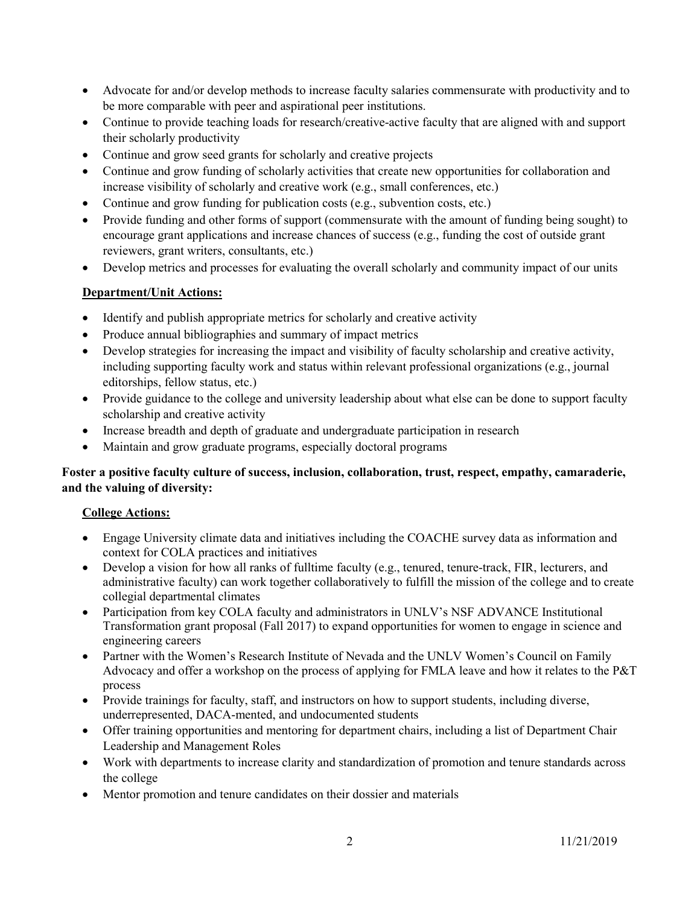- Advocate for and/or develop methods to increase faculty salaries commensurate with productivity and to be more comparable with peer and aspirational peer institutions.
- Continue to provide teaching loads for research/creative-active faculty that are aligned with and support their scholarly productivity
- Continue and grow seed grants for scholarly and creative projects
- Continue and grow funding of scholarly activities that create new opportunities for collaboration and increase visibility of scholarly and creative work (e.g., small conferences, etc.)
- Continue and grow funding for publication costs (e.g., subvention costs, etc.)
- Provide funding and other forms of support (commensurate with the amount of funding being sought) to encourage grant applications and increase chances of success (e.g., funding the cost of outside grant reviewers, grant writers, consultants, etc.)
- Develop metrics and processes for evaluating the overall scholarly and community impact of our units

**Department/Unit Actions:**

- Identify and publish appropriate metrics for scholarly and creative activity
- Produce annual bibliographies and summary of impact metrics
- Develop strategies for increasing the impact and visibility of faculty scholarship and creative activity, including supporting faculty work and status within relevant professional organizations (e.g., journal editorships, fellow status, etc.)
- Provide guidance to the college and university leadership about what else can be done to support faculty scholarship and creative activity
- Increase breadth and depth of graduate and undergraduate participation in research
- Maintain and grow graduate programs, especially doctoral programs

**Foster a positive faculty culture of success, inclusion, collaboration, trust, respect, empathy, camaraderie, and the valuing of diversity:**

**College Actions:**

- Engage University climate data and initiatives including the COACHE survey data as information and context for COLA practices and initiatives
- Develop a vision for how all ranks of fulltime faculty (e.g., tenured, tenure-track, FIR, lecturers, and administrative faculty) can work together collaboratively to fulfill the mission of the college and to create collegial departmental climates
- Participation from key COLA faculty and administrators in UNLV's NSF ADVANCE Institutional Transformation grant proposal (Fall 2017) to expand opportunities for women to engage in science and engineering careers
- Partner with the Women's Research Institute of Nevada and the UNLV Women's Council on Family Advocacy and offer a workshop on the process of applying for FMLA leave and how it relates to the P&T process
- Provide trainings for faculty, staff, and instructors on how to support students, including diverse, underrepresented, DACA-mented, and undocumented students
- Offer training opportunities and mentoring for department chairs, including a list of Department Chair Leadership and Management Roles
- Work with departments to increase clarity and standardization of promotion and tenure standards across the college
- Mentor promotion and tenure candidates on their dossier and materials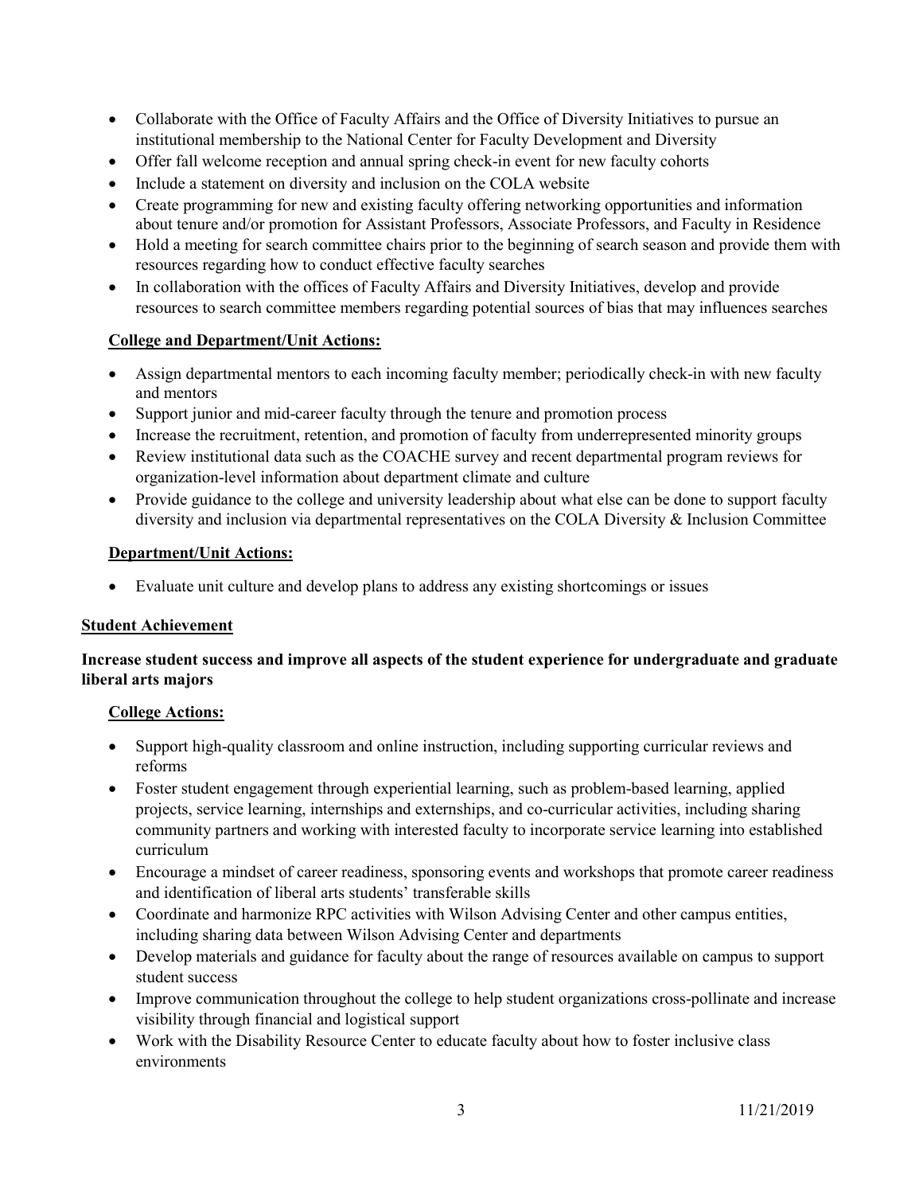- Collaborate with the Office of Faculty Affairs and the Office of Diversity Initiatives to pursue an institutional membership to the National Center for Faculty Development and Diversity
- Offer fall welcome reception and annual spring check-in event for new faculty cohorts
- Include a statement on diversity and inclusion on the COLA website
- Create programming for new and existing faculty offering networking opportunities and information about tenure and/or promotion for Assistant Professors, Associate Professors, and Faculty in Residence
- Hold a meeting for search committee chairs prior to the beginning of search season and provide them with resources regarding how to conduct effective faculty searches
- In collaboration with the offices of Faculty Affairs and Diversity Initiatives, develop and provide resources to search committee members regarding potential sources of bias that may influences searches

**College and Department/Unit Actions:**

- Assign departmental mentors to each incoming faculty member; periodically check-in with new faculty and mentors
- Support junior and mid-career faculty through the tenure and promotion process
- Increase the recruitment, retention, and promotion of faculty from underrepresented minority groups
- Review institutional data such as the COACHE survey and recent departmental program reviews for organization-level information about department climate and culture
- Provide guidance to the college and university leadership about what else can be done to support faculty diversity and inclusion via departmental representatives on the COLA Diversity & Inclusion Committee

**Department/Unit Actions:**

- Evaluate unit culture and develop plans to address any existing shortcomings or issues

**Student Achievement**

**Increase student success and improve all aspects of the student experience for undergraduate and graduate liberal arts majors**

**College Actions:**

- Support high-quality classroom and online instruction, including supporting curricular reviews and reforms
- Foster student engagement through experiential learning, such as problem-based learning, applied projects, service learning, internships and externships, and co-curricular activities, including sharing community partners and working with interested faculty to incorporate service learning into established curriculum
- Encourage a mindset of career readiness, sponsoring events and workshops that promote career readiness and identification of liberal arts students' transferable skills
- Coordinate and harmonize RPC activities with Wilson Advising Center and other campus entities, including sharing data between Wilson Advising Center and departments
- Develop materials and guidance for faculty about the range of resources available on campus to support student success
- Improve communication throughout the college to help student organizations cross-pollinate and increase visibility through financial and logistical support
- Work with the Disability Resource Center to educate faculty about how to foster inclusive class environments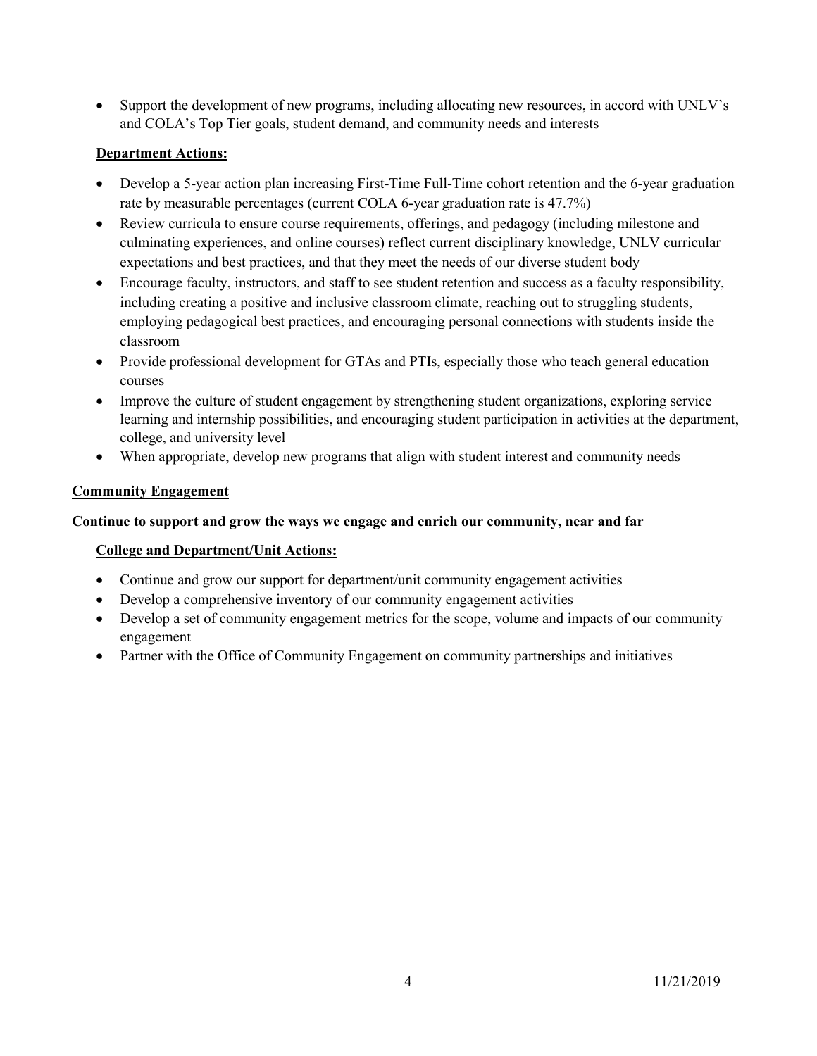- Support the development of new programs, including allocating new resources, in accord with UNLV's and COLA's Top Tier goals, student demand, and community needs and interests

**Department Actions:**

- Develop a 5-year action plan increasing First-Time Full-Time cohort retention and the 6-year graduation rate by measurable percentages (current COLA 6-year graduation rate is 47.7%)
- Review curricula to ensure course requirements, offerings, and pedagogy (including milestone and culminating experiences, and online courses) reflect current disciplinary knowledge, UNLV curricular expectations and best practices, and that they meet the needs of our diverse student body
- Encourage faculty, instructors, and staff to see student retention and success as a faculty responsibility, including creating a positive and inclusive classroom climate, reaching out to struggling students, employing pedagogical best practices, and encouraging personal connections with students inside the classroom
- Provide professional development for GTAs and PTIs, especially those who teach general education courses
- Improve the culture of student engagement by strengthening student organizations, exploring service learning and internship possibilities, and encouraging student participation in activities at the department, college, and university level
- When appropriate, develop new programs that align with student interest and community needs

## Community Engagement

**Continue to support and grow the ways we engage and enrich our community, near and far**

**College and Department/Unit Actions:**

- Continue and grow our support for department/unit community engagement activities
- Develop a comprehensive inventory of our community engagement activities
- Develop a set of community engagement metrics for the scope, volume and impacts of our community engagement
- Partner with the Office of Community Engagement on community partnerships and initiatives